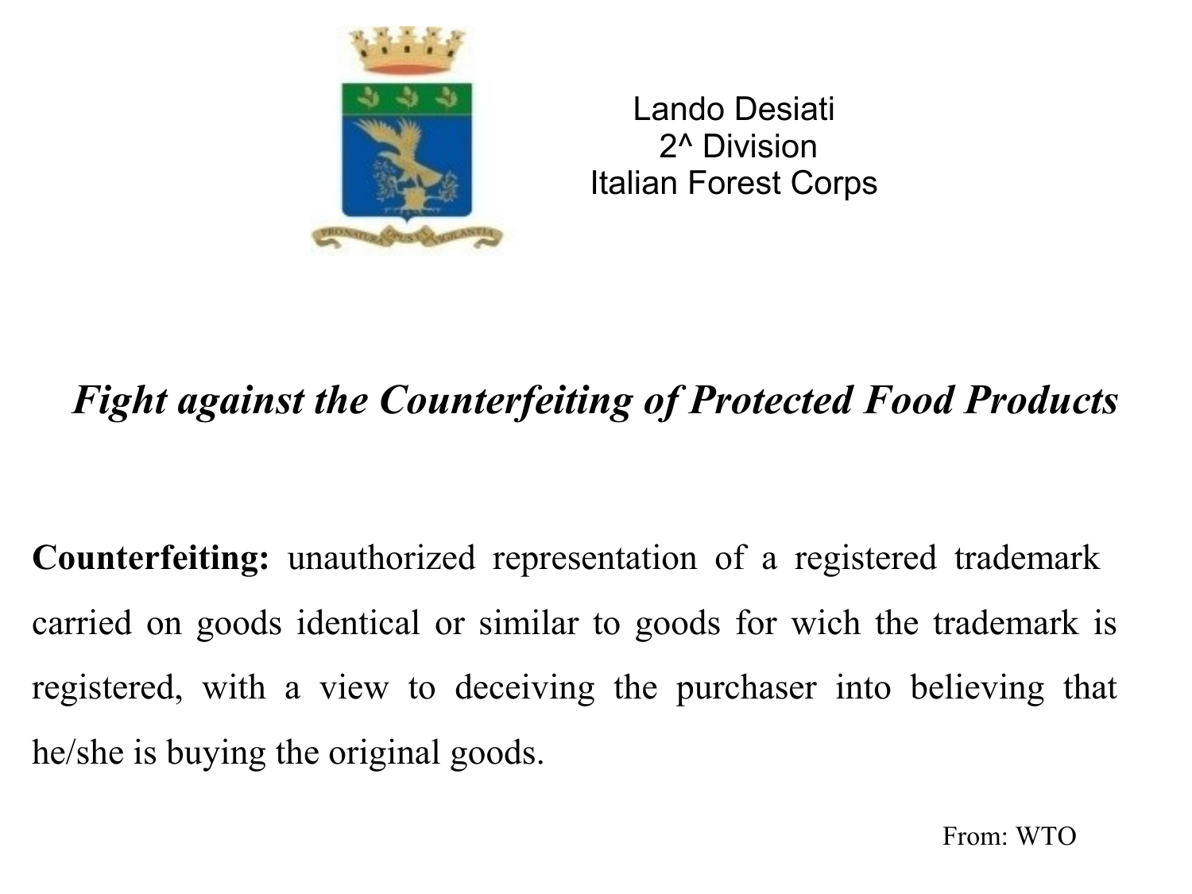Lando Desiati
2^ Division
Italian Forest Corps

# *Fight against the Counterfeiting of Protected Food Products*

**Counterfeiting:** unauthorized representation of a registered trademark carried on goods identical or similar to goods for wich the trademark is registered, with a view to deceiving the purchaser into believing that he/she is buying the original goods.

From: WTO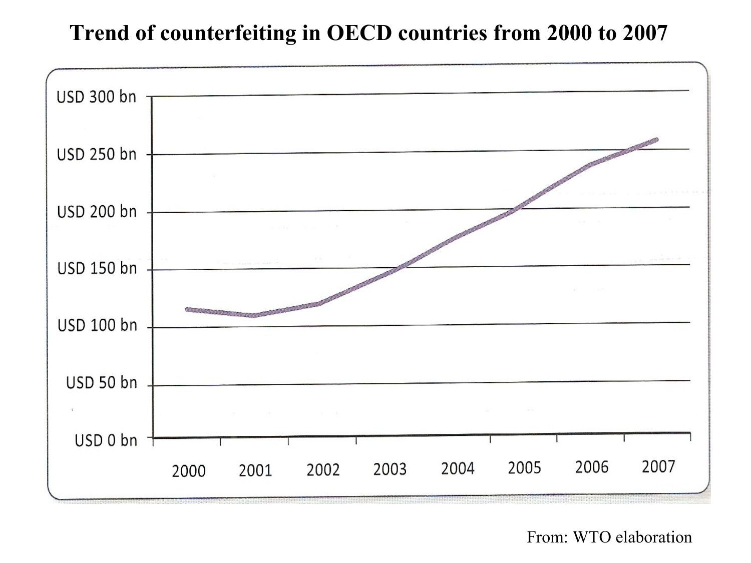**Trend of counterfeiting in OECD countries from 2000 to 2007**

USD 300 bn

USD 250 bn

USD 200 bn

USD 150 bn

USD 100 bn

USD 50 bn

USD 0 bn

2000 2001 2002 2003 2004 2005 2006 2007

From: WTO elaboration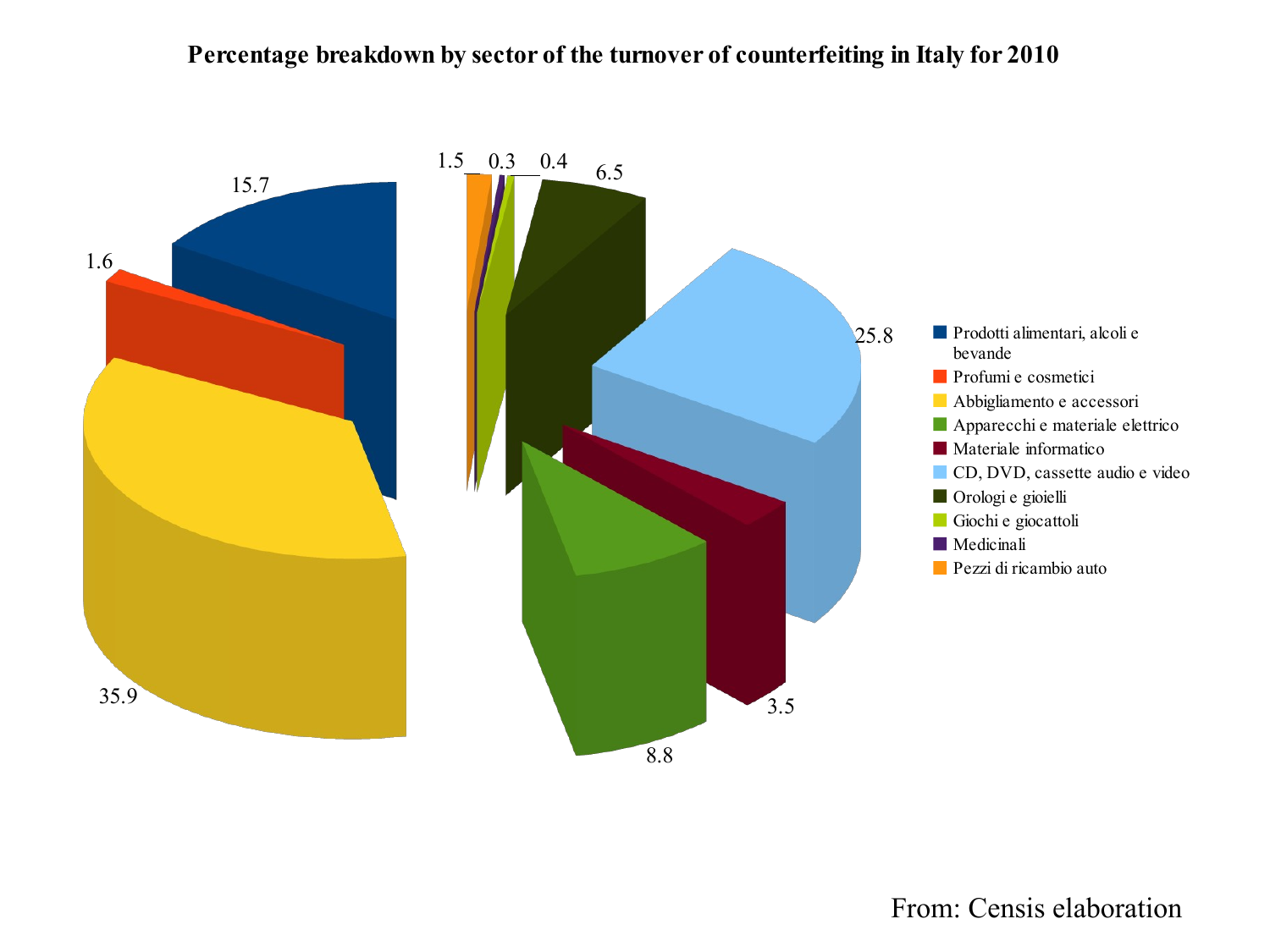**Percentage breakdown by sector of the turnover of counterfeiting in Italy for 2010**

| Sector | % |
| --- | --- |
| Prodotti alimentari, alcoli e bevande | 15.7 |
| Profumi e cosmetici | 1.6 |
| Abbigliamento e accessori | 35.9 |
| Apparecchi e materiale elettrico | 8.8 |
| Materiale informatico | 3.5 |
| CD, DVD, cassette audio e video | 25.8 |
| Orologi e gioielli | 6.5 |
| Giochi e giocattoli | 0.4 |
| Medicinali | 0.3 |
| Pezzi di ricambio auto | 1.5 |

From: Censis elaboration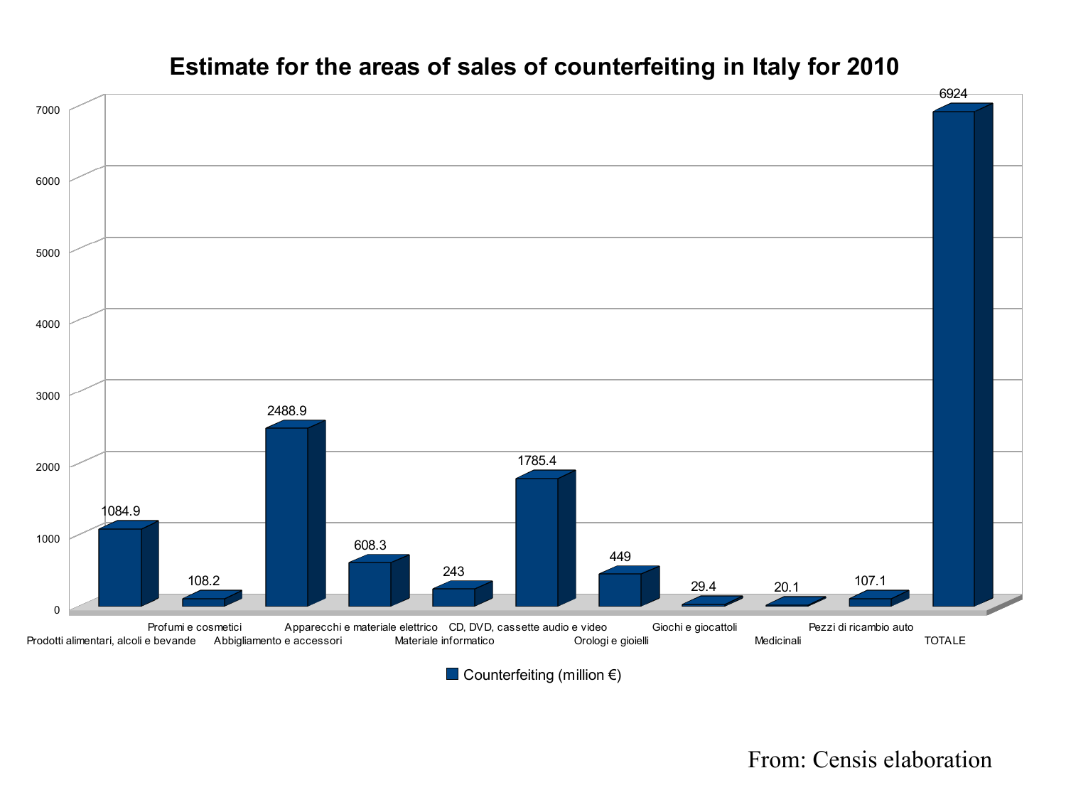# Estimate for the areas of sales of counterfeiting in Italy for 2010

| Category | Counterfeiting (million €) |
| --- | --- |
| Prodotti alimentari, alcoli e bevande | 1084.9 |
| Profumi e cosmetici | 108.2 |
| Abbigliamento e accessori | 2488.9 |
| Apparecchi e materiale elettrico | 608.3 |
| Materiale informatico | 243 |
| CD, DVD, cassette audio e video | 1785.4 |
| Orologi e gioielli | 449 |
| Giochi e giocattoli | 29.4 |
| Medicinali | 20.1 |
| Pezzi di ricambio auto | 107.1 |
| TOTALE | 6924 |

From: Censis elaboration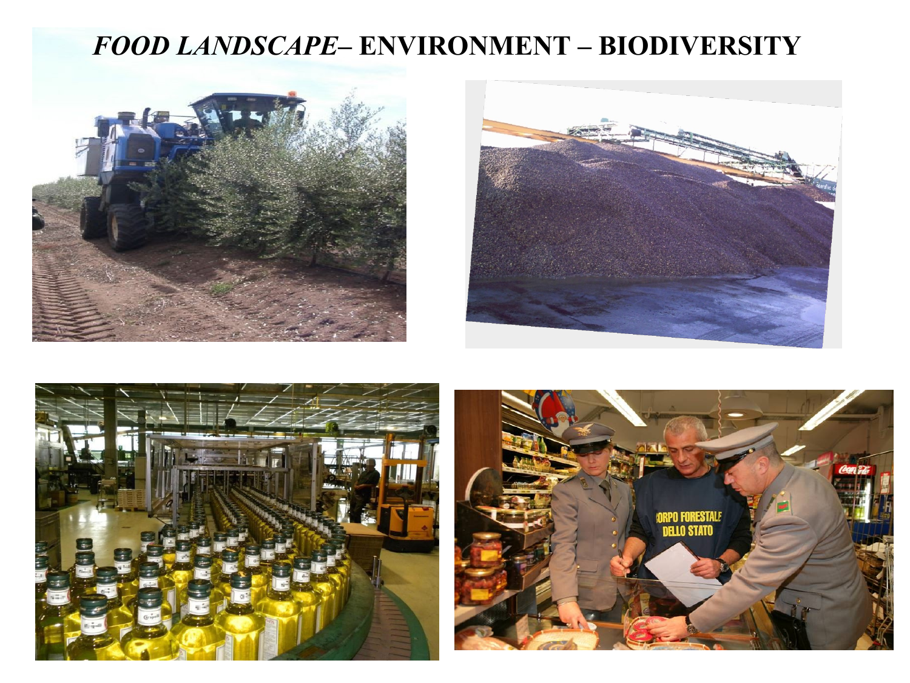# *FOOD LANDSCAPE*– ENVIRONMENT – BIODIVERSITY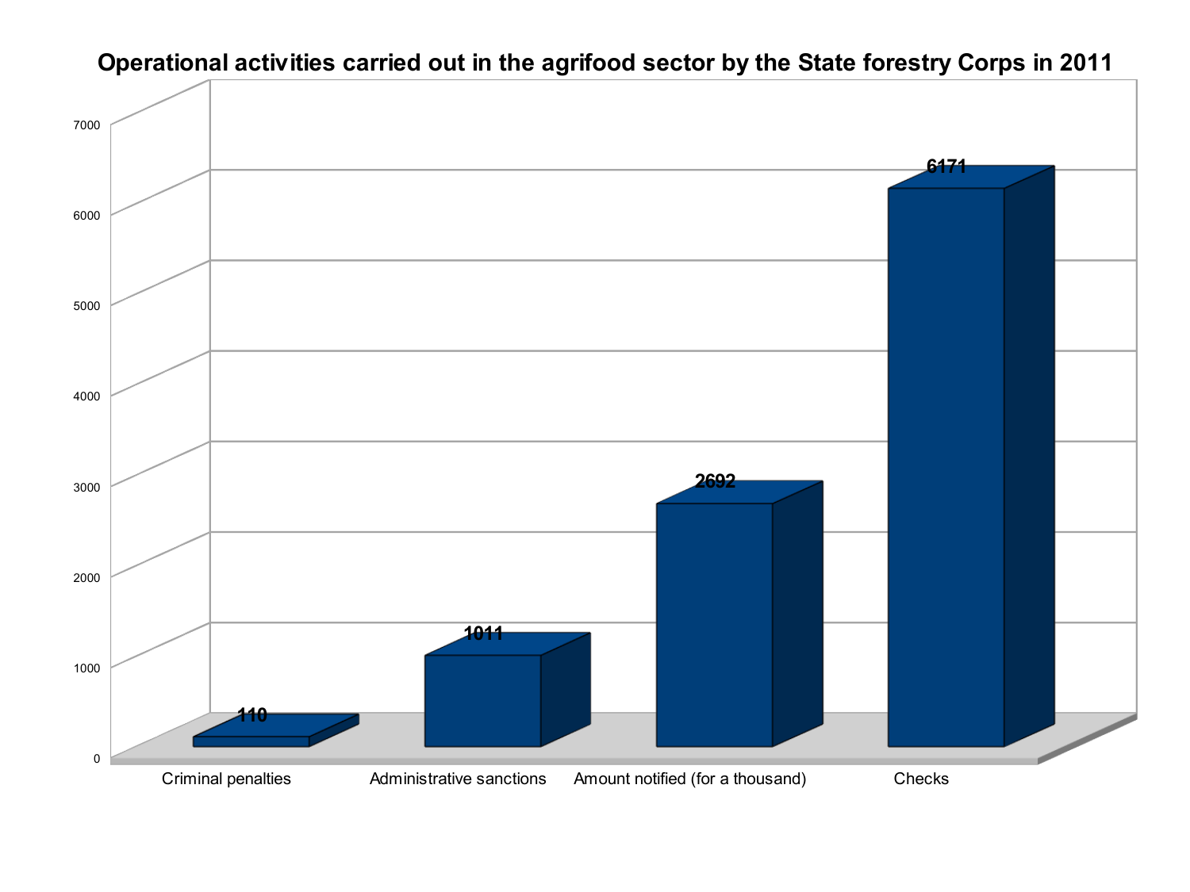Operational activities carried out in the agrifood sector by the State forestry Corps in 2011

7000
6000
5000
4000
3000
2000
1000
0

110
1011
2692
6171

Criminal penalties
Administrative sanctions
Amount notified (for a thousand)
Checks